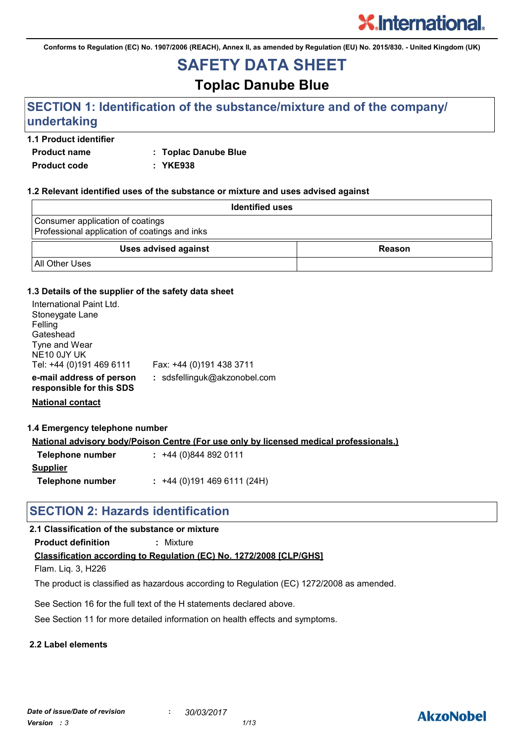Conforms to Regulation (EC) No. 1907/2006 (REACH), Annex II, as amended by Regulation (EU) No. 2015/830. - United Kingdom (UK)

# SAFETY DATA SHEET

## Toplac Danube Blue

## SECTION 1: Identification of the substance/mixture and of the company/ undertaking

### 1.1 Product identifier

**Product name** : **Toplac Danube Blue**

**Product code** : **YKE938**

### 1.2 Relevant identified uses of the substance or mixture and uses advised against

| Identified uses |
|---|
| Consumer application of coatings<br>Professional application of coatings and inks |

| Uses advised against | Reason |
|---|---|
| All Other Uses | |

### 1.3 Details of the supplier of the safety data sheet

International Paint Ltd.
Stoneygate Lane
Felling
Gateshead
Tyne and Wear
NE10 0JY UK
Tel: +44 (0)191 469 6111 Fax: +44 (0)191 438 3711

**e-mail address of person responsible for this SDS** : sdsfellinguk@akzonobel.com

**National contact**

### 1.4 Emergency telephone number

**National advisory body/Poison Centre (For use only by licensed medical professionals.)**

**Telephone number** : +44 (0)844 892 0111

**Supplier**

**Telephone number** : +44 (0)191 469 6111 (24H)

## SECTION 2: Hazards identification

### 2.1 Classification of the substance or mixture

**Product definition** : Mixture

**Classification according to Regulation (EC) No. 1272/2008 [CLP/GHS]**

Flam. Liq. 3, H226

The product is classified as hazardous according to Regulation (EC) 1272/2008 as amended.

See Section 16 for the full text of the H statements declared above.

See Section 11 for more detailed information on health effects and symptoms.

### 2.2 Label elements

*Date of issue/Date of revision* : *30/03/2017*

*Version* : *3*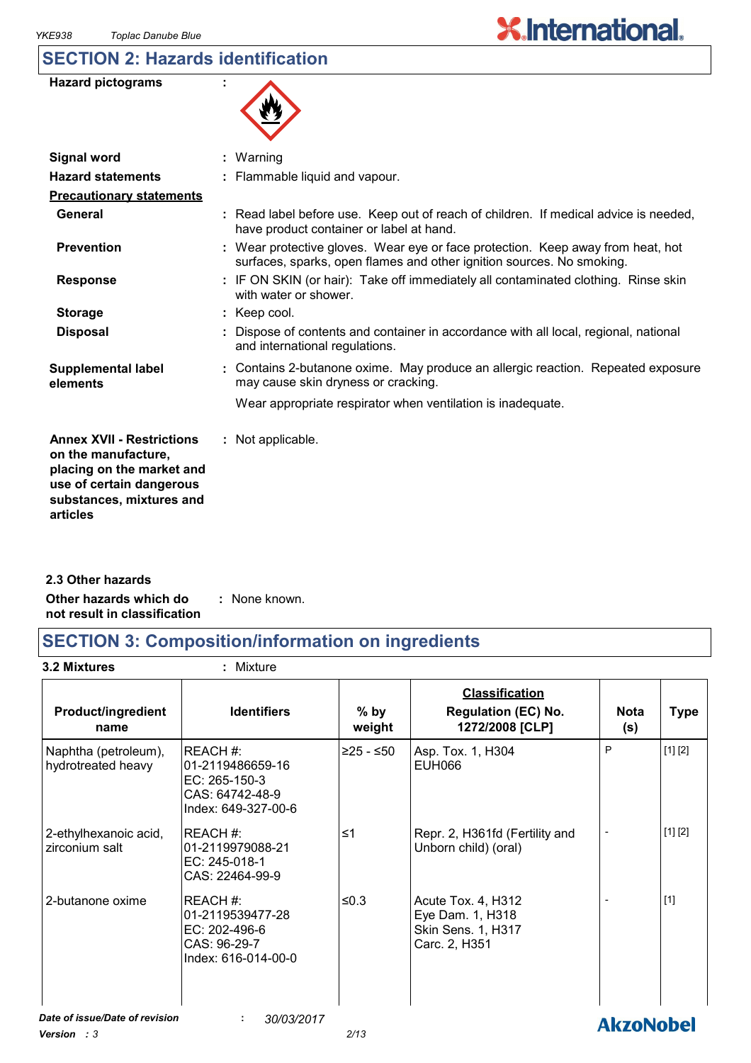## SECTION 2: Hazards identification

**Hazard pictograms** :

**Signal word** : Warning

**Hazard statements** : Flammable liquid and vapour.

**Precautionary statements**

**General** : Read label before use. Keep out of reach of children. If medical advice is needed, have product container or label at hand.

**Prevention** : Wear protective gloves. Wear eye or face protection. Keep away from heat, hot surfaces, sparks, open flames and other ignition sources. No smoking.

**Response** : IF ON SKIN (or hair): Take off immediately all contaminated clothing. Rinse skin with water or shower.

**Storage** : Keep cool.

**Disposal** : Dispose of contents and container in accordance with all local, regional, national and international regulations.

**Supplemental label elements** : Contains 2-butanone oxime. May produce an allergic reaction. Repeated exposure may cause skin dryness or cracking.

Wear appropriate respirator when ventilation is inadequate.

**Annex XVII - Restrictions on the manufacture, placing on the market and use of certain dangerous substances, mixtures and articles** : Not applicable.

### 2.3 Other hazards

**Other hazards which do not result in classification** : None known.

## SECTION 3: Composition/information on ingredients

**3.2 Mixtures** : Mixture

| Product/ingredient name | Identifiers | % by weight | Classification Regulation (EC) No. 1272/2008 [CLP] | Nota (s) | Type |
|---|---|---|---|---|---|
| Naphtha (petroleum), hydrotreated heavy | REACH #: 01-2119486659-16<br>EC: 265-150-3<br>CAS: 64742-48-9<br>Index: 649-327-00-6 | ≥25 - ≤50 | Asp. Tox. 1, H304<br>EUH066 | P | [1] [2] |
| 2-ethylhexanoic acid, zirconium salt | REACH #: 01-2119979088-21<br>EC: 245-018-1<br>CAS: 22464-99-9 | ≤1 | Repr. 2, H361fd (Fertility and Unborn child) (oral) | - | [1] [2] |
| 2-butanone oxime | REACH #: 01-2119539477-28<br>EC: 202-496-6<br>CAS: 96-29-7<br>Index: 616-014-00-0 | ≤0.3 | Acute Tox. 4, H312<br>Eye Dam. 1, H318<br>Skin Sens. 1, H317<br>Carc. 2, H351 | - | [1] |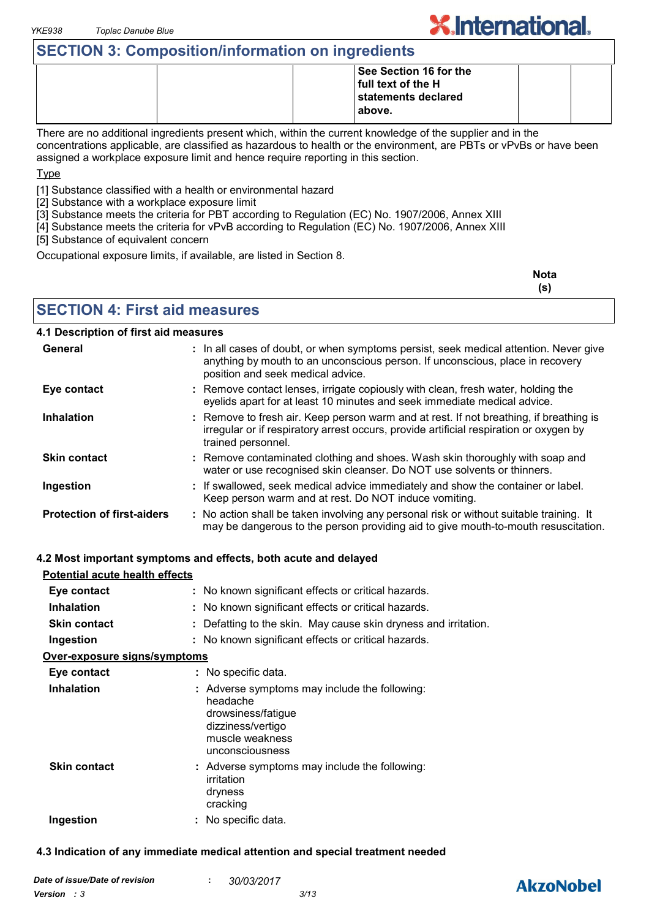## SECTION 3: Composition/information on ingredients

| | | | | | |
|---|---|---|---|---|---|
| | | | **See Section 16 for the full text of the H statements declared above.** | | |

There are no additional ingredients present which, within the current knowledge of the supplier and in the concentrations applicable, are classified as hazardous to health or the environment, are PBTs or vPvBs or have been assigned a workplace exposure limit and hence require reporting in this section.

Type

[1] Substance classified with a health or environmental hazard
[2] Substance with a workplace exposure limit
[3] Substance meets the criteria for PBT according to Regulation (EC) No. 1907/2006, Annex XIII
[4] Substance meets the criteria for vPvB according to Regulation (EC) No. 1907/2006, Annex XIII
[5] Substance of equivalent concern

Occupational exposure limits, if available, are listed in Section 8.

**Nota (s)**

## SECTION 4: First aid measures

### 4.1 Description of first aid measures

**General** : In all cases of doubt, or when symptoms persist, seek medical attention. Never give anything by mouth to an unconscious person. If unconscious, place in recovery position and seek medical advice.

**Eye contact** : Remove contact lenses, irrigate copiously with clean, fresh water, holding the eyelids apart for at least 10 minutes and seek immediate medical advice.

**Inhalation** : Remove to fresh air. Keep person warm and at rest. If not breathing, if breathing is irregular or if respiratory arrest occurs, provide artificial respiration or oxygen by trained personnel.

**Skin contact** : Remove contaminated clothing and shoes. Wash skin thoroughly with soap and water or use recognised skin cleanser. Do NOT use solvents or thinners.

**Ingestion** : If swallowed, seek medical advice immediately and show the container or label. Keep person warm and at rest. Do NOT induce vomiting.

**Protection of first-aiders** : No action shall be taken involving any personal risk or without suitable training. It may be dangerous to the person providing aid to give mouth-to-mouth resuscitation.

### 4.2 Most important symptoms and effects, both acute and delayed

**Potential acute health effects**

**Eye contact** : No known significant effects or critical hazards.

**Inhalation** : No known significant effects or critical hazards.

**Skin contact** : Defatting to the skin. May cause skin dryness and irritation.

**Ingestion** : No known significant effects or critical hazards.

**Over-exposure signs/symptoms**

**Eye contact** : No specific data.

**Inhalation** : Adverse symptoms may include the following:
headache
drowsiness/fatigue
dizziness/vertigo
muscle weakness
unconsciousness

**Skin contact** : Adverse symptoms may include the following:
irritation
dryness
cracking

**Ingestion** : No specific data.

### 4.3 Indication of any immediate medical attention and special treatment needed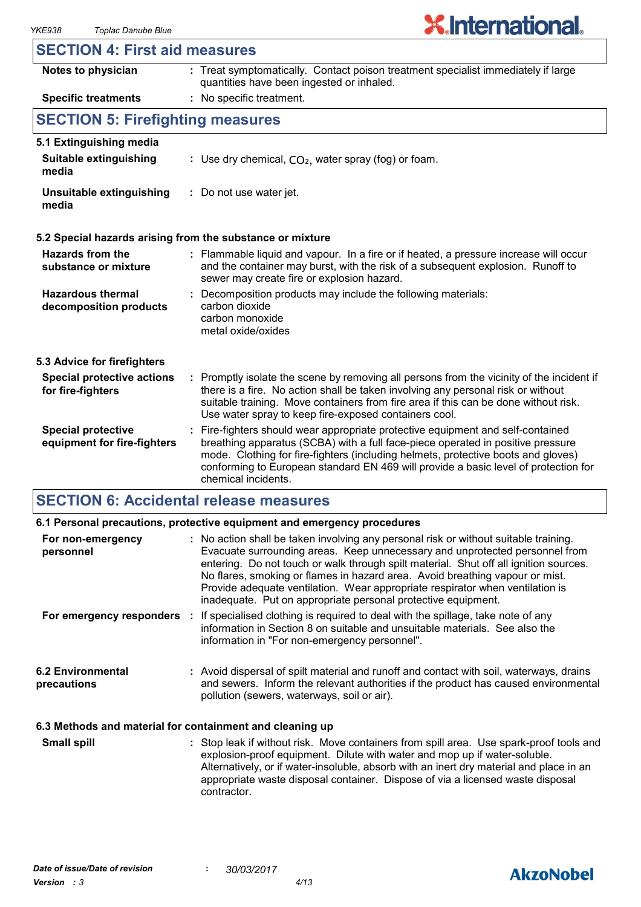## SECTION 4: First aid measures

| | |
|---|---|
| **Notes to physician** | : Treat symptomatically. Contact poison treatment specialist immediately if large quantities have been ingested or inhaled. |
| **Specific treatments** | : No specific treatment. |

## SECTION 5: Firefighting measures

### 5.1 Extinguishing media

| | |
|---|---|
| **Suitable extinguishing media** | : Use dry chemical, $CO_2$, water spray (fog) or foam. |
| **Unsuitable extinguishing media** | : Do not use water jet. |

### 5.2 Special hazards arising from the substance or mixture

| | |
|---|---|
| **Hazards from the substance or mixture** | : Flammable liquid and vapour. In a fire or if heated, a pressure increase will occur and the container may burst, with the risk of a subsequent explosion. Runoff to sewer may create fire or explosion hazard. |
| **Hazardous thermal decomposition products** | : Decomposition products may include the following materials: carbon dioxide carbon monoxide metal oxide/oxides |

### 5.3 Advice for firefighters

| | |
|---|---|
| **Special protective actions for fire-fighters** | : Promptly isolate the scene by removing all persons from the vicinity of the incident if there is a fire. No action shall be taken involving any personal risk or without suitable training. Move containers from fire area if this can be done without risk. Use water spray to keep fire-exposed containers cool. |
| **Special protective equipment for fire-fighters** | : Fire-fighters should wear appropriate protective equipment and self-contained breathing apparatus (SCBA) with a full face-piece operated in positive pressure mode. Clothing for fire-fighters (including helmets, protective boots and gloves) conforming to European standard EN 469 will provide a basic level of protection for chemical incidents. |

## SECTION 6: Accidental release measures

### 6.1 Personal precautions, protective equipment and emergency procedures

| | |
|---|---|
| **For non-emergency personnel** | : No action shall be taken involving any personal risk or without suitable training. Evacuate surrounding areas. Keep unnecessary and unprotected personnel from entering. Do not touch or walk through spilt material. Shut off all ignition sources. No flares, smoking or flames in hazard area. Avoid breathing vapour or mist. Provide adequate ventilation. Wear appropriate respirator when ventilation is inadequate. Put on appropriate personal protective equipment. |
| **For emergency responders** | : If specialised clothing is required to deal with the spillage, take note of any information in Section 8 on suitable and unsuitable materials. See also the information in "For non-emergency personnel". |

| | |
|---|---|
| **6.2 Environmental precautions** | : Avoid dispersal of spilt material and runoff and contact with soil, waterways, drains and sewers. Inform the relevant authorities if the product has caused environmental pollution (sewers, waterways, soil or air). |

### 6.3 Methods and material for containment and cleaning up

| | |
|---|---|
| **Small spill** | : Stop leak if without risk. Move containers from spill area. Use spark-proof tools and explosion-proof equipment. Dilute with water and mop up if water-soluble. Alternatively, or if water-insoluble, absorb with an inert dry material and place in an appropriate waste disposal container. Dispose of via a licensed waste disposal contractor. |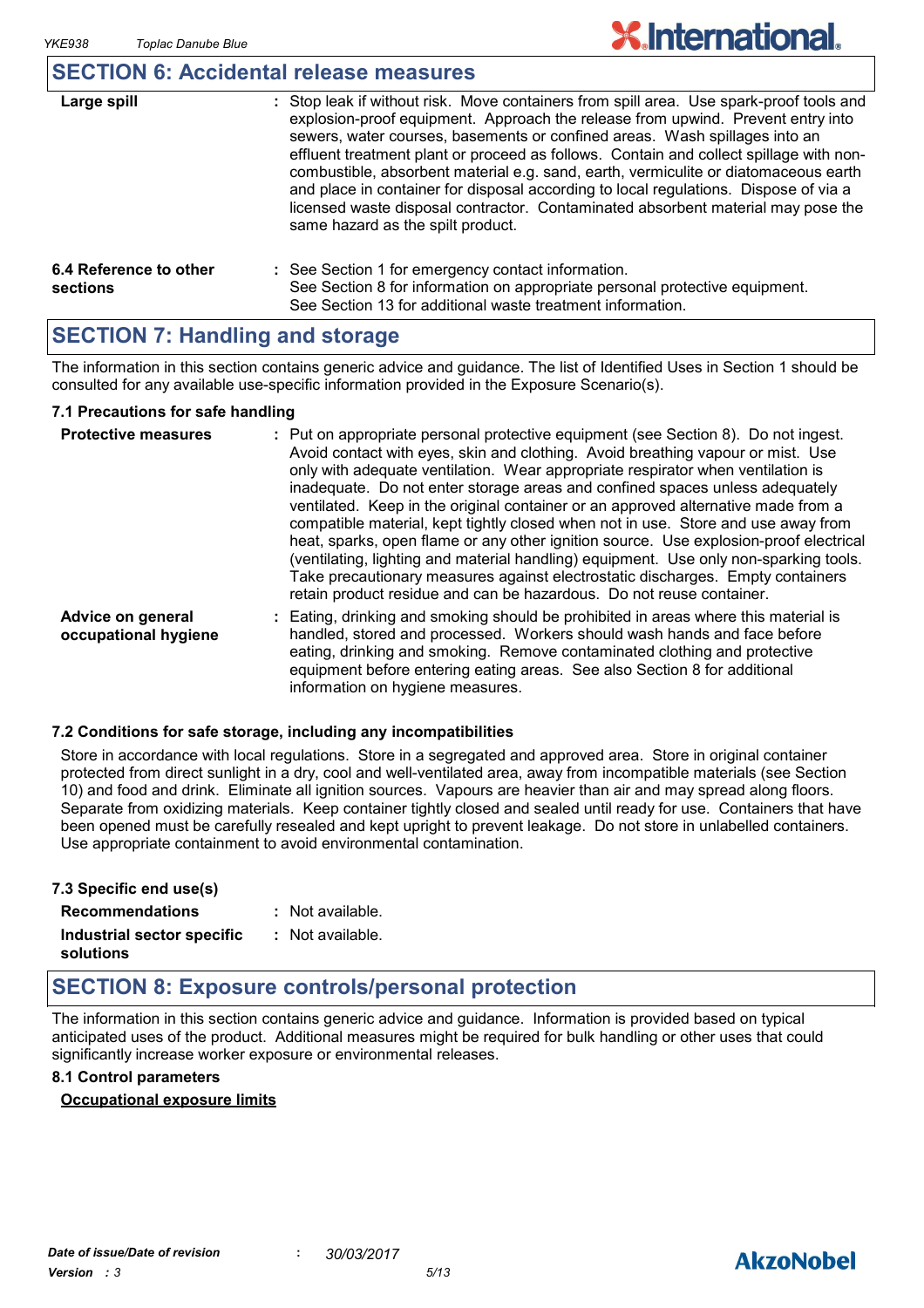## SECTION 6: Accidental release measures

**Large spill** : Stop leak if without risk. Move containers from spill area. Use spark-proof tools and explosion-proof equipment. Approach the release from upwind. Prevent entry into sewers, water courses, basements or confined areas. Wash spillages into an effluent treatment plant or proceed as follows. Contain and collect spillage with non-combustible, absorbent material e.g. sand, earth, vermiculite or diatomaceous earth and place in container for disposal according to local regulations. Dispose of via a licensed waste disposal contractor. Contaminated absorbent material may pose the same hazard as the spilt product.

**6.4 Reference to other sections** : See Section 1 for emergency contact information.
See Section 8 for information on appropriate personal protective equipment.
See Section 13 for additional waste treatment information.

## SECTION 7: Handling and storage

The information in this section contains generic advice and guidance. The list of Identified Uses in Section 1 should be consulted for any available use-specific information provided in the Exposure Scenario(s).

### 7.1 Precautions for safe handling

**Protective measures** : Put on appropriate personal protective equipment (see Section 8). Do not ingest. Avoid contact with eyes, skin and clothing. Avoid breathing vapour or mist. Use only with adequate ventilation. Wear appropriate respirator when ventilation is inadequate. Do not enter storage areas and confined spaces unless adequately ventilated. Keep in the original container or an approved alternative made from a compatible material, kept tightly closed when not in use. Store and use away from heat, sparks, open flame or any other ignition source. Use explosion-proof electrical (ventilating, lighting and material handling) equipment. Use only non-sparking tools. Take precautionary measures against electrostatic discharges. Empty containers retain product residue and can be hazardous. Do not reuse container.

**Advice on general occupational hygiene** : Eating, drinking and smoking should be prohibited in areas where this material is handled, stored and processed. Workers should wash hands and face before eating, drinking and smoking. Remove contaminated clothing and protective equipment before entering eating areas. See also Section 8 for additional information on hygiene measures.

### 7.2 Conditions for safe storage, including any incompatibilities

Store in accordance with local regulations. Store in a segregated and approved area. Store in original container protected from direct sunlight in a dry, cool and well-ventilated area, away from incompatible materials (see Section 10) and food and drink. Eliminate all ignition sources. Vapours are heavier than air and may spread along floors. Separate from oxidizing materials. Keep container tightly closed and sealed until ready for use. Containers that have been opened must be carefully resealed and kept upright to prevent leakage. Do not store in unlabelled containers. Use appropriate containment to avoid environmental contamination.

### 7.3 Specific end use(s)

**Recommendations** : Not available.

**Industrial sector specific solutions** : Not available.

## SECTION 8: Exposure controls/personal protection

The information in this section contains generic advice and guidance. Information is provided based on typical anticipated uses of the product. Additional measures might be required for bulk handling or other uses that could significantly increase worker exposure or environmental releases.

### 8.1 Control parameters

<u>Occupational exposure limits</u>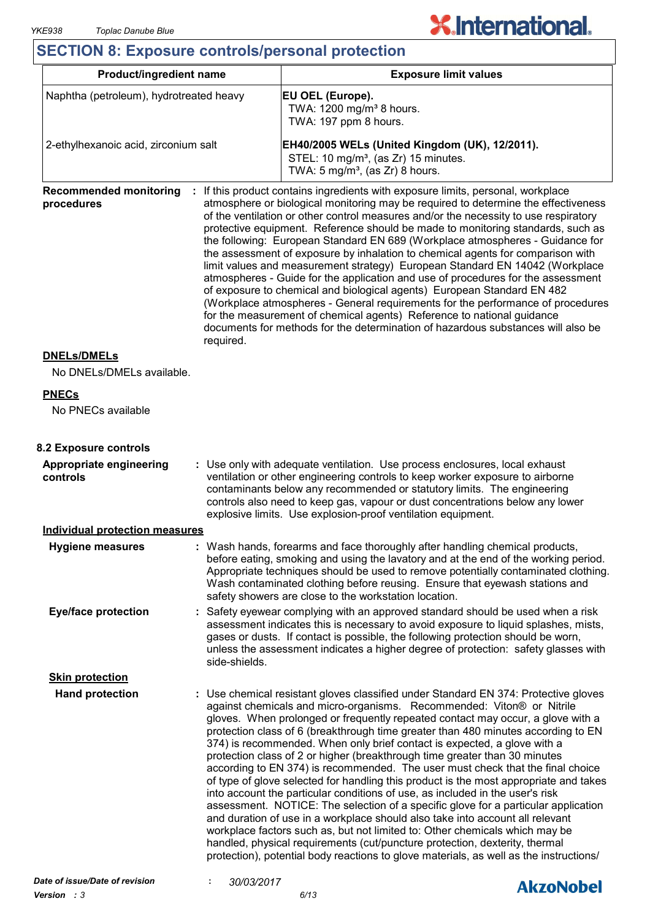## SECTION 8: Exposure controls/personal protection

| Product/ingredient name | Exposure limit values |
|---|---|
| Naphtha (petroleum), hydrotreated heavy | **EU OEL (Europe).**<br>TWA: 1200 mg/m³ 8 hours.<br>TWA: 197 ppm 8 hours. |
| 2-ethylhexanoic acid, zirconium salt | **EH40/2005 WELs (United Kingdom (UK), 12/2011).**<br>STEL: 10 mg/m³, (as Zr) 15 minutes.<br>TWA: 5 mg/m³, (as Zr) 8 hours. |

**Recommended monitoring procedures** : If this product contains ingredients with exposure limits, personal, workplace atmosphere or biological monitoring may be required to determine the effectiveness of the ventilation or other control measures and/or the necessity to use respiratory protective equipment. Reference should be made to monitoring standards, such as the following: European Standard EN 689 (Workplace atmospheres - Guidance for the assessment of exposure by inhalation to chemical agents for comparison with limit values and measurement strategy) European Standard EN 14042 (Workplace atmospheres - Guide for the application and use of procedures for the assessment of exposure to chemical and biological agents) European Standard EN 482 (Workplace atmospheres - General requirements for the performance of procedures for the measurement of chemical agents) Reference to national guidance documents for methods for the determination of hazardous substances will also be required.

**DNELs/DMELs**

No DNELs/DMELs available.

**PNECs**

No PNECs available

### 8.2 Exposure controls

**Appropriate engineering controls** : Use only with adequate ventilation. Use process enclosures, local exhaust ventilation or other engineering controls to keep worker exposure to airborne contaminants below any recommended or statutory limits. The engineering controls also need to keep gas, vapour or dust concentrations below any lower explosive limits. Use explosion-proof ventilation equipment.

**Individual protection measures**

**Hygiene measures** : Wash hands, forearms and face thoroughly after handling chemical products, before eating, smoking and using the lavatory and at the end of the working period. Appropriate techniques should be used to remove potentially contaminated clothing. Wash contaminated clothing before reusing. Ensure that eyewash stations and safety showers are close to the workstation location.

**Eye/face protection** : Safety eyewear complying with an approved standard should be used when a risk assessment indicates this is necessary to avoid exposure to liquid splashes, mists, gases or dusts. If contact is possible, the following protection should be worn, unless the assessment indicates a higher degree of protection: safety glasses with side-shields.

**Skin protection**

**Hand protection** : Use chemical resistant gloves classified under Standard EN 374: Protective gloves against chemicals and micro-organisms. Recommended: Viton® or Nitrile gloves. When prolonged or frequently repeated contact may occur, a glove with a protection class of 6 (breakthrough time greater than 480 minutes according to EN 374) is recommended. When only brief contact is expected, a glove with a protection class of 2 or higher (breakthrough time greater than 30 minutes according to EN 374) is recommended. The user must check that the final choice of type of glove selected for handling this product is the most appropriate and takes into account the particular conditions of use, as included in the user's risk assessment. NOTICE: The selection of a specific glove for a particular application and duration of use in a workplace should also take into account all relevant workplace factors such as, but not limited to: Other chemicals which may be handled, physical requirements (cut/puncture protection, dexterity, thermal protection), potential body reactions to glove materials, as well as the instructions/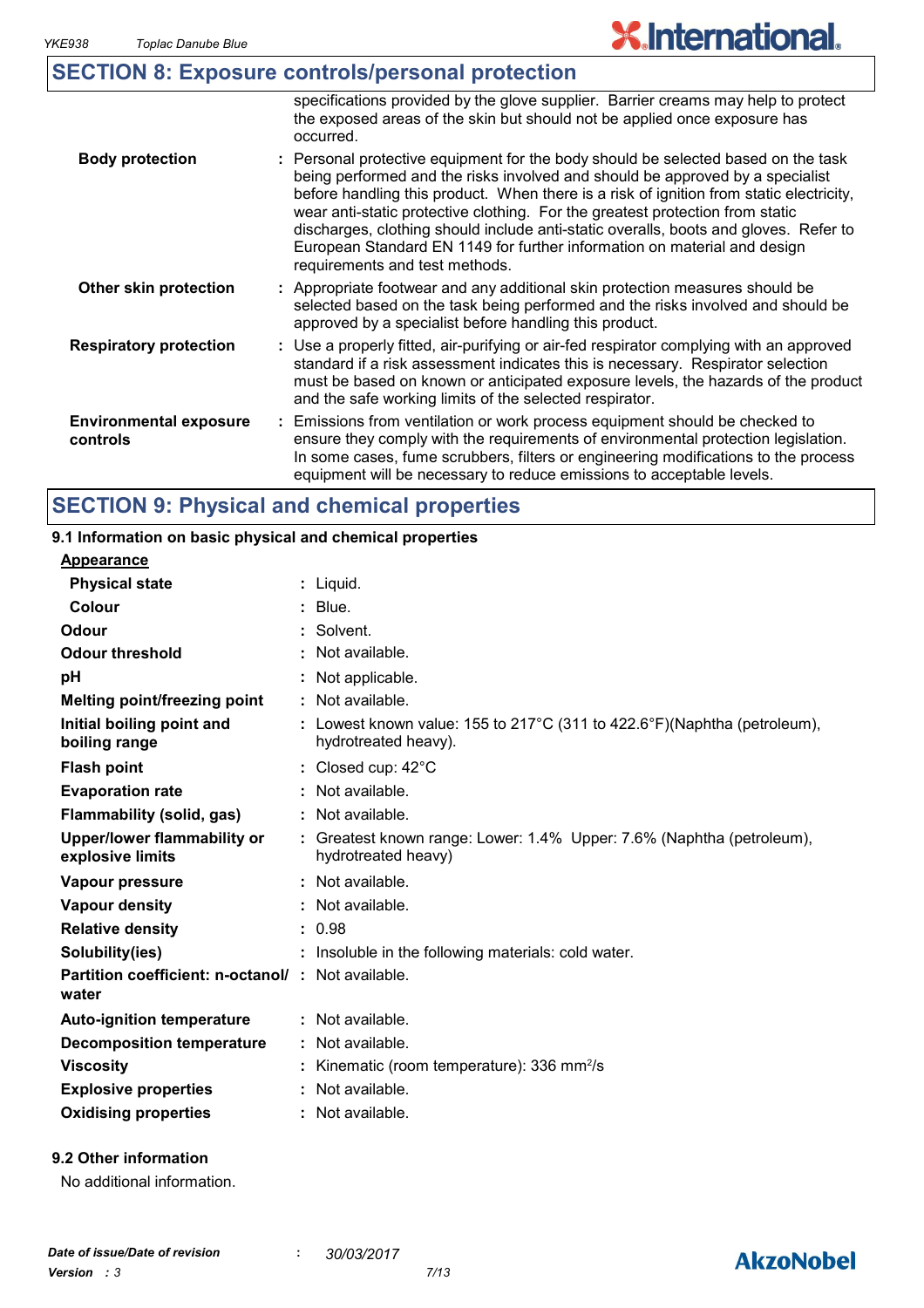## SECTION 8: Exposure controls/personal protection

| | |
|---|---|
| | specifications provided by the glove supplier. Barrier creams may help to protect the exposed areas of the skin but should not be applied once exposure has occurred. |
| **Body protection** | : Personal protective equipment for the body should be selected based on the task being performed and the risks involved and should be approved by a specialist before handling this product. When there is a risk of ignition from static electricity, wear anti-static protective clothing. For the greatest protection from static discharges, clothing should include anti-static overalls, boots and gloves. Refer to European Standard EN 1149 for further information on material and design requirements and test methods. |
| **Other skin protection** | : Appropriate footwear and any additional skin protection measures should be selected based on the task being performed and the risks involved and should be approved by a specialist before handling this product. |
| **Respiratory protection** | : Use a properly fitted, air-purifying or air-fed respirator complying with an approved standard if a risk assessment indicates this is necessary. Respirator selection must be based on known or anticipated exposure levels, the hazards of the product and the safe working limits of the selected respirator. |
| **Environmental exposure controls** | : Emissions from ventilation or work process equipment should be checked to ensure they comply with the requirements of environmental protection legislation. In some cases, fume scrubbers, filters or engineering modifications to the process equipment will be necessary to reduce emissions to acceptable levels. |

## SECTION 9: Physical and chemical properties

### 9.1 Information on basic physical and chemical properties

**Appearance**

| | |
|---|---|
| **Physical state** | : Liquid. |
| **Colour** | : Blue. |
| **Odour** | : Solvent. |
| **Odour threshold** | : Not available. |
| **pH** | : Not applicable. |
| **Melting point/freezing point** | : Not available. |
| **Initial boiling point and boiling range** | : Lowest known value: 155 to 217°C (311 to 422.6°F)(Naphtha (petroleum), hydrotreated heavy). |
| **Flash point** | : Closed cup: 42°C |
| **Evaporation rate** | : Not available. |
| **Flammability (solid, gas)** | : Not available. |
| **Upper/lower flammability or explosive limits** | : Greatest known range: Lower: 1.4% Upper: 7.6% (Naphtha (petroleum), hydrotreated heavy) |
| **Vapour pressure** | : Not available. |
| **Vapour density** | : Not available. |
| **Relative density** | : 0.98 |
| **Solubility(ies)** | : Insoluble in the following materials: cold water. |
| **Partition coefficient: n-octanol/ water** | : Not available. |
| **Auto-ignition temperature** | : Not available. |
| **Decomposition temperature** | : Not available. |
| **Viscosity** | : Kinematic (room temperature): 336 $mm^2/s$ |
| **Explosive properties** | : Not available. |
| **Oxidising properties** | : Not available. |

### 9.2 Other information

No additional information.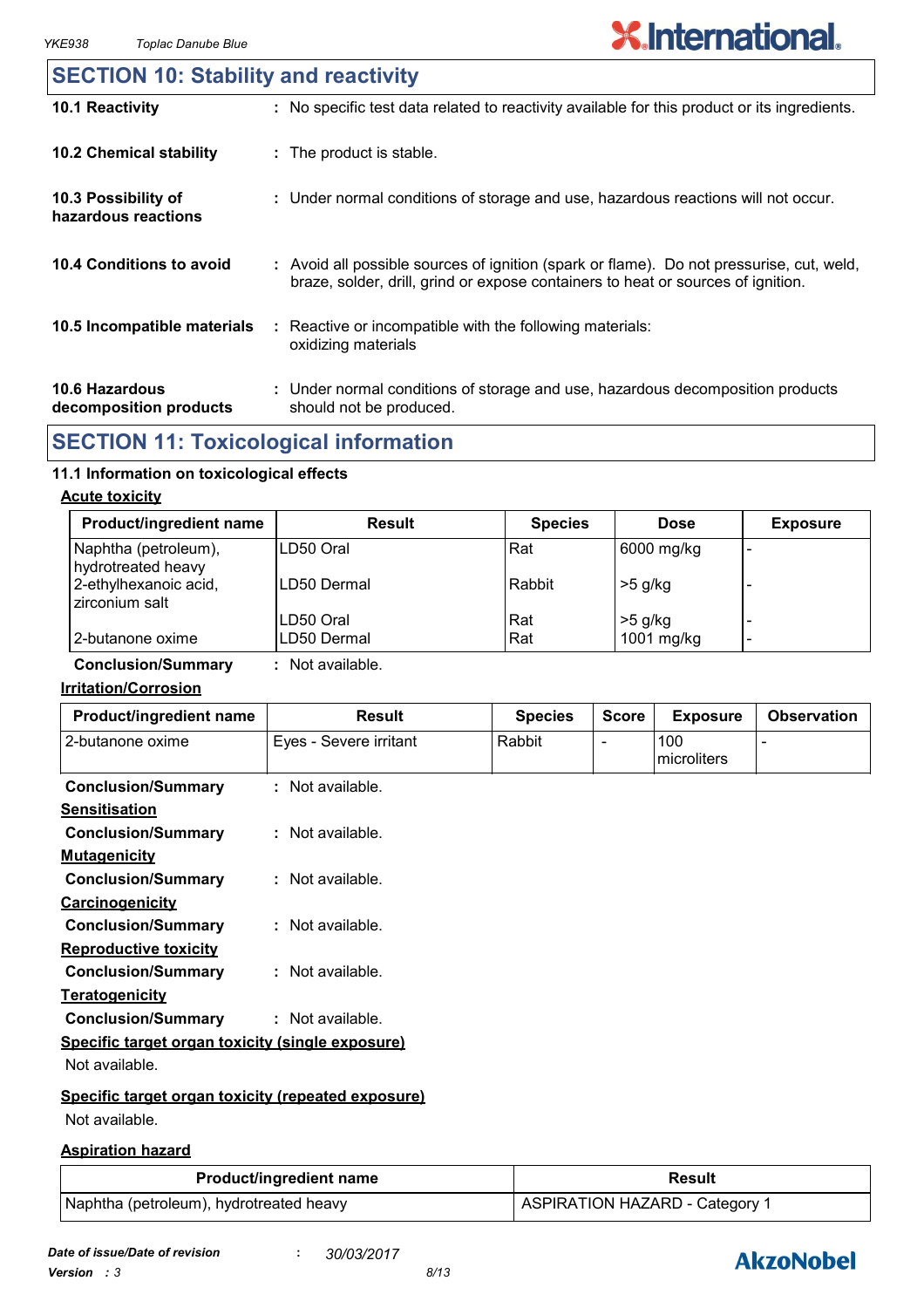## SECTION 10: Stability and reactivity

**10.1 Reactivity** : No specific test data related to reactivity available for this product or its ingredients.

**10.2 Chemical stability** : The product is stable.

**10.3 Possibility of hazardous reactions** : Under normal conditions of storage and use, hazardous reactions will not occur.

**10.4 Conditions to avoid** : Avoid all possible sources of ignition (spark or flame). Do not pressurise, cut, weld, braze, solder, drill, grind or expose containers to heat or sources of ignition.

**10.5 Incompatible materials** : Reactive or incompatible with the following materials: oxidizing materials

**10.6 Hazardous decomposition products** : Under normal conditions of storage and use, hazardous decomposition products should not be produced.

## SECTION 11: Toxicological information

### 11.1 Information on toxicological effects

**Acute toxicity**

| Product/ingredient name | Result | Species | Dose | Exposure |
|---|---|---|---|---|
| Naphtha (petroleum), hydrotreated heavy | LD50 Oral | Rat | 6000 mg/kg | - |
| 2-ethylhexanoic acid, zirconium salt | LD50 Dermal | Rabbit | >5 g/kg | - |
| | LD50 Oral | Rat | >5 g/kg | - |
| 2-butanone oxime | LD50 Dermal | Rat | 1001 mg/kg | - |

**Conclusion/Summary** : Not available.

**Irritation/Corrosion**

| Product/ingredient name | Result | Species | Score | Exposure | Observation |
|---|---|---|---|---|---|
| 2-butanone oxime | Eyes - Severe irritant | Rabbit | - | 100 microliters | - |

**Conclusion/Summary** : Not available.

**Sensitisation**

**Conclusion/Summary** : Not available.

**Mutagenicity**

**Conclusion/Summary** : Not available.

**Carcinogenicity**

**Conclusion/Summary** : Not available.

**Reproductive toxicity**

**Conclusion/Summary** : Not available.

**Teratogenicity**

**Conclusion/Summary** : Not available.

**Specific target organ toxicity (single exposure)**

Not available.

**Specific target organ toxicity (repeated exposure)**

Not available.

**Aspiration hazard**

| Product/ingredient name | Result |
|---|---|
| Naphtha (petroleum), hydrotreated heavy | ASPIRATION HAZARD - Category 1 |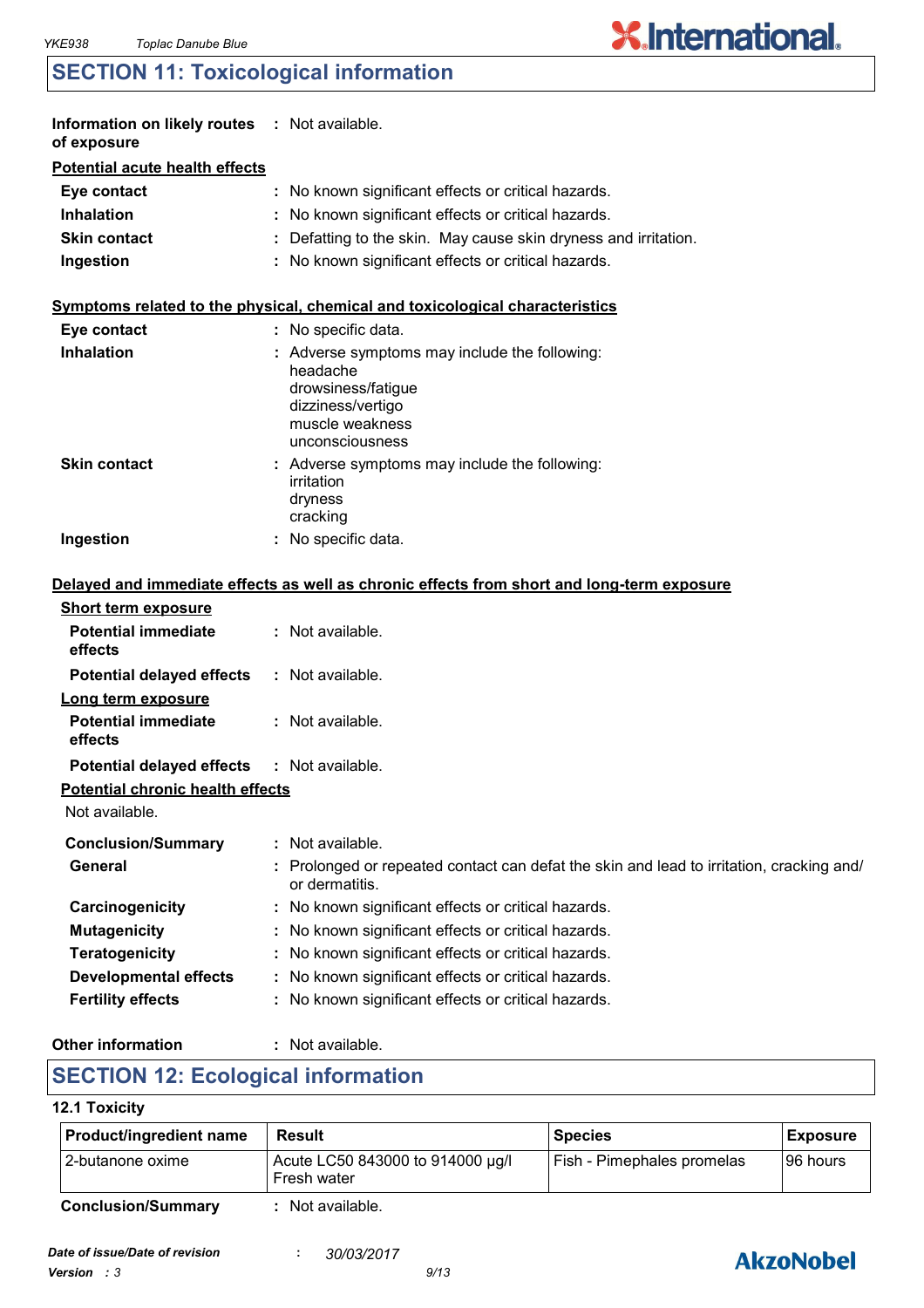## SECTION 11: Toxicological information

**Information on likely routes of exposure** : Not available.

**Potential acute health effects**

| | |
|---|---|
| **Eye contact** | : No known significant effects or critical hazards. |
| **Inhalation** | : No known significant effects or critical hazards. |
| **Skin contact** | : Defatting to the skin. May cause skin dryness and irritation. |
| **Ingestion** | : No known significant effects or critical hazards. |

**Symptoms related to the physical, chemical and toxicological characteristics**

| | |
|---|---|
| **Eye contact** | : No specific data. |
| **Inhalation** | : Adverse symptoms may include the following: headache drowsiness/fatigue dizziness/vertigo muscle weakness unconsciousness |
| **Skin contact** | : Adverse symptoms may include the following: irritation dryness cracking |
| **Ingestion** | : No specific data. |

**Delayed and immediate effects as well as chronic effects from short and long-term exposure**

**Short term exposure**

| | |
|---|---|
| **Potential immediate effects** | : Not available. |
| **Potential delayed effects** | : Not available. |

**Long term exposure**

| | |
|---|---|
| **Potential immediate effects** | : Not available. |
| **Potential delayed effects** | : Not available. |

**Potential chronic health effects**

Not available.

| | |
|---|---|
| **Conclusion/Summary** | : Not available. |
| **General** | : Prolonged or repeated contact can defat the skin and lead to irritation, cracking and/ or dermatitis. |
| **Carcinogenicity** | : No known significant effects or critical hazards. |
| **Mutagenicity** | : No known significant effects or critical hazards. |
| **Teratogenicity** | : No known significant effects or critical hazards. |
| **Developmental effects** | : No known significant effects or critical hazards. |
| **Fertility effects** | : No known significant effects or critical hazards. |

**Other information** : Not available.

## SECTION 12: Ecological information

### 12.1 Toxicity

| Product/ingredient name | Result | Species | Exposure |
|---|---|---|---|
| 2-butanone oxime | Acute LC50 843000 to 914000 µg/l Fresh water | Fish - Pimephales promelas | 96 hours |

**Conclusion/Summary** : Not available.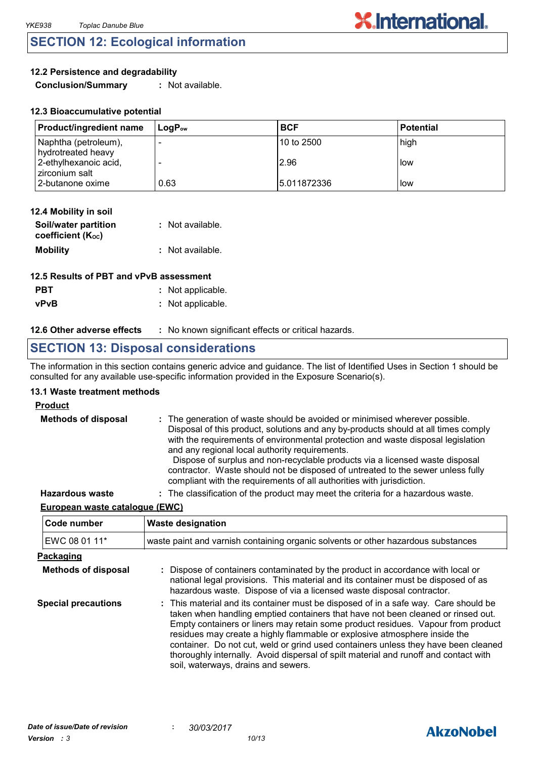## SECTION 12: Ecological information

### 12.2 Persistence and degradability

**Conclusion/Summary** : Not available.

### 12.3 Bioaccumulative potential

| Product/ingredient name | $LogP_{ow}$ | BCF | Potential |
|---|---|---|---|
| Naphtha (petroleum), hydrotreated heavy | - | 10 to 2500 | high |
| 2-ethylhexanoic acid, zirconium salt | - | 2.96 | low |
| 2-butanone oxime | 0.63 | 5.011872336 | low |

### 12.4 Mobility in soil

**Soil/water partition coefficient ($K_{OC}$)** : Not available.

**Mobility** : Not available.

### 12.5 Results of PBT and vPvB assessment

**PBT** : Not applicable.

**vPvB** : Not applicable.

**12.6 Other adverse effects** : No known significant effects or critical hazards.

## SECTION 13: Disposal considerations

The information in this section contains generic advice and guidance. The list of Identified Uses in Section 1 should be consulted for any available use-specific information provided in the Exposure Scenario(s).

### 13.1 Waste treatment methods

**Product**

**Methods of disposal** : The generation of waste should be avoided or minimised wherever possible. Disposal of this product, solutions and any by-products should at all times comply with the requirements of environmental protection and waste disposal legislation and any regional local authority requirements.
Dispose of surplus and non-recyclable products via a licensed waste disposal contractor. Waste should not be disposed of untreated to the sewer unless fully compliant with the requirements of all authorities with jurisdiction.

**Hazardous waste** : The classification of the product may meet the criteria for a hazardous waste.

**European waste catalogue (EWC)**

| Code number | Waste designation |
|---|---|
| EWC 08 01 11* | waste paint and varnish containing organic solvents or other hazardous substances |

**Packaging**

**Methods of disposal** : Dispose of containers contaminated by the product in accordance with local or national legal provisions. This material and its container must be disposed of as hazardous waste. Dispose of via a licensed waste disposal contractor.

**Special precautions** : This material and its container must be disposed of in a safe way. Care should be taken when handling emptied containers that have not been cleaned or rinsed out. Empty containers or liners may retain some product residues. Vapour from product residues may create a highly flammable or explosive atmosphere inside the container. Do not cut, weld or grind used containers unless they have been cleaned thoroughly internally. Avoid dispersal of spilt material and runoff and contact with soil, waterways, drains and sewers.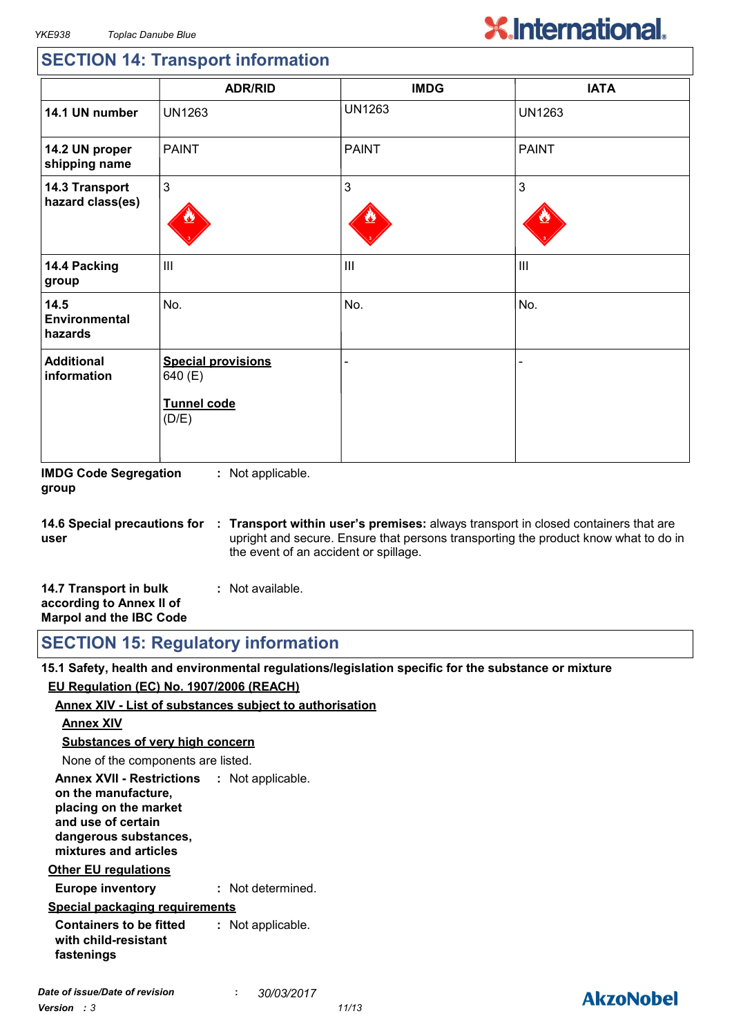## SECTION 14: Transport information

| | ADR/RID | IMDG | IATA |
|---|---|---|---|
| **14.1 UN number** | UN1263 | UN1263 | UN1263 |
| **14.2 UN proper shipping name** | PAINT | PAINT | PAINT |
| **14.3 Transport hazard class(es)** | 3 | 3 | 3 |
| **14.4 Packing group** | III | III | III |
| **14.5 Environmental hazards** | No. | No. | No. |
| **Additional information** | **Special provisions** 640 (E) **Tunnel code** (D/E) | - | - |

**IMDG Code Segregation group** : Not applicable.

**14.6 Special precautions for user** : **Transport within user's premises:** always transport in closed containers that are upright and secure. Ensure that persons transporting the product know what to do in the event of an accident or spillage.

**14.7 Transport in bulk according to Annex II of Marpol and the IBC Code** : Not available.

## SECTION 15: Regulatory information

**15.1 Safety, health and environmental regulations/legislation specific for the substance or mixture**

**EU Regulation (EC) No. 1907/2006 (REACH)**

**Annex XIV - List of substances subject to authorisation**

**Annex XIV**

**Substances of very high concern**

None of the components are listed.

**Annex XVII - Restrictions on the manufacture, placing on the market and use of certain dangerous substances, mixtures and articles** : Not applicable.

**Other EU regulations**

**Europe inventory** : Not determined.

**Special packaging requirements**

**Containers to be fitted with child-resistant fastenings** : Not applicable.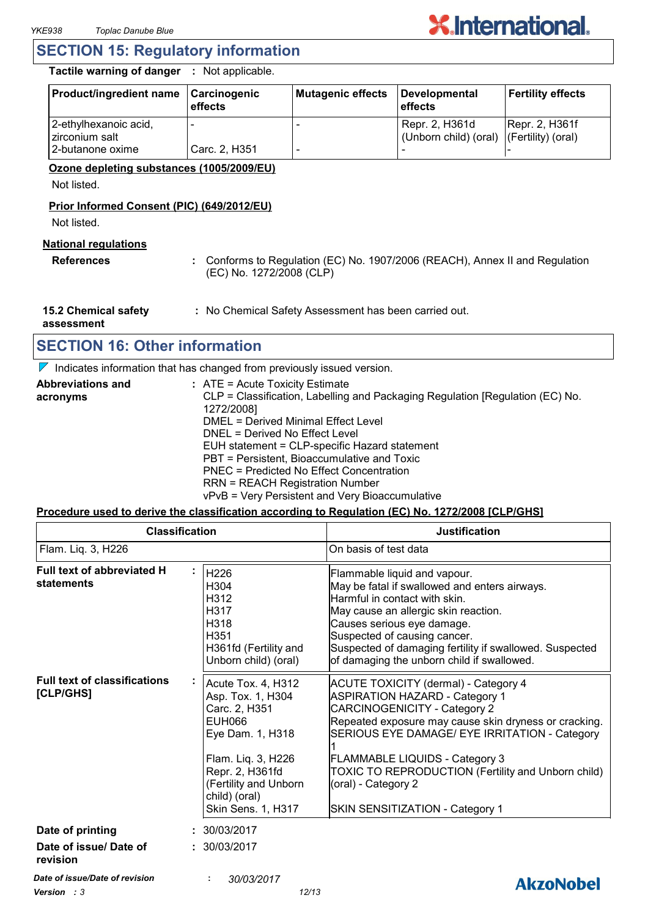## SECTION 15: Regulatory information

**Tactile warning of danger** : Not applicable.

| Product/ingredient name | Carcinogenic effects | Mutagenic effects | Developmental effects | Fertility effects |
|---|---|---|---|---|
| 2-ethylhexanoic acid, zirconium salt | - | - | Repr. 2, H361d (Unborn child) (oral) | Repr. 2, H361f (Fertility) (oral) |
| 2-butanone oxime | Carc. 2, H351 | - | - | - |

**Ozone depleting substances (1005/2009/EU)**

Not listed.

**Prior Informed Consent (PIC) (649/2012/EU)**

Not listed.

**National regulations**

**References** : Conforms to Regulation (EC) No. 1907/2006 (REACH), Annex II and Regulation (EC) No. 1272/2008 (CLP)

**15.2 Chemical safety assessment** : No Chemical Safety Assessment has been carried out.

## SECTION 16: Other information

Indicates information that has changed from previously issued version.

**Abbreviations and acronyms** :
ATE = Acute Toxicity Estimate
CLP = Classification, Labelling and Packaging Regulation [Regulation (EC) No. 1272/2008]
DMEL = Derived Minimal Effect Level
DNEL = Derived No Effect Level
EUH statement = CLP-specific Hazard statement
PBT = Persistent, Bioaccumulative and Toxic
PNEC = Predicted No Effect Concentration
RRN = REACH Registration Number
vPvB = Very Persistent and Very Bioaccumulative

**Procedure used to derive the classification according to Regulation (EC) No. 1272/2008 [CLP/GHS]**

| Classification | Justification |
|---|---|
| Flam. Liq. 3, H226 | On basis of test data |

**Full text of abbreviated H statements** :

| | |
|---|---|
| H226 | Flammable liquid and vapour. |
| H304 | May be fatal if swallowed and enters airways. |
| H312 | Harmful in contact with skin. |
| H317 | May cause an allergic skin reaction. |
| H318 | Causes serious eye damage. |
| H351 | Suspected of causing cancer. |
| H361fd (Fertility and Unborn child) (oral) | Suspected of damaging fertility if swallowed. Suspected of damaging the unborn child if swallowed. |

**Full text of classifications [CLP/GHS]** :

| | |
|---|---|
| Acute Tox. 4, H312 | ACUTE TOXICITY (dermal) - Category 4 |
| Asp. Tox. 1, H304 | ASPIRATION HAZARD - Category 1 |
| Carc. 2, H351 | CARCINOGENICITY - Category 2 |
| EUH066 | Repeated exposure may cause skin dryness or cracking. |
| Eye Dam. 1, H318 | SERIOUS EYE DAMAGE/ EYE IRRITATION - Category 1 |
| Flam. Liq. 3, H226 | FLAMMABLE LIQUIDS - Category 3 |
| Repr. 2, H361fd (Fertility and Unborn child) (oral) | TOXIC TO REPRODUCTION (Fertility and Unborn child) (oral) - Category 2 |
| Skin Sens. 1, H317 | SKIN SENSITIZATION - Category 1 |

**Date of printing** : 30/03/2017

**Date of issue/ Date of revision** : 30/03/2017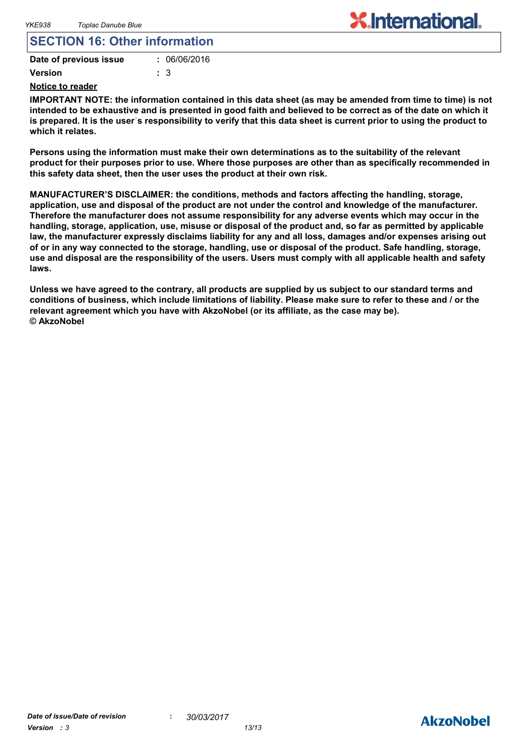## SECTION 16: Other information

| | | |
|---|---|---|
| **Date of previous issue** | : | 06/06/2016 |
| **Version** | : | 3 |

**Notice to reader**

**IMPORTANT NOTE: the information contained in this data sheet (as may be amended from time to time) is not intended to be exhaustive and is presented in good faith and believed to be correct as of the date on which it is prepared. It is the user's responsibility to verify that this data sheet is current prior to using the product to which it relates.**

**Persons using the information must make their own determinations as to the suitability of the relevant product for their purposes prior to use. Where those purposes are other than as specifically recommended in this safety data sheet, then the user uses the product at their own risk.**

**MANUFACTURER'S DISCLAIMER: the conditions, methods and factors affecting the handling, storage, application, use and disposal of the product are not under the control and knowledge of the manufacturer. Therefore the manufacturer does not assume responsibility for any adverse events which may occur in the handling, storage, application, use, misuse or disposal of the product and, so far as permitted by applicable law, the manufacturer expressly disclaims liability for any and all loss, damages and/or expenses arising out of or in any way connected to the storage, handling, use or disposal of the product. Safe handling, storage, use and disposal are the responsibility of the users. Users must comply with all applicable health and safety laws.**

**Unless we have agreed to the contrary, all products are supplied by us subject to our standard terms and conditions of business, which include limitations of liability. Please make sure to refer to these and / or the relevant agreement which you have with AkzoNobel (or its affiliate, as the case may be).**
**© AkzoNobel**